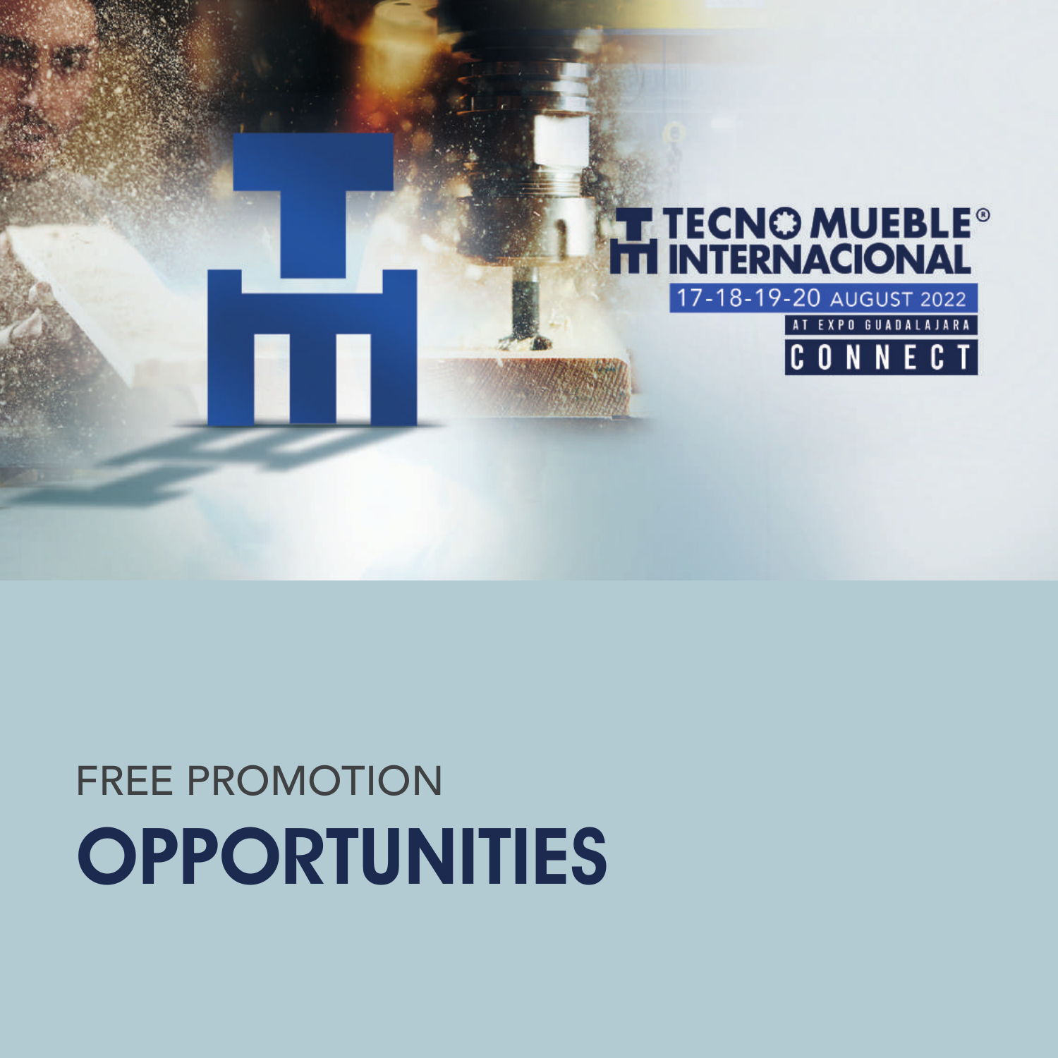TECNO MUEBLE® INTERNACIONAL

17-18-19-20 AUGUST 2022

AT EXPO GUADALAJARA

CONNECT

FREE PROMOTION

# OPPORTUNITIES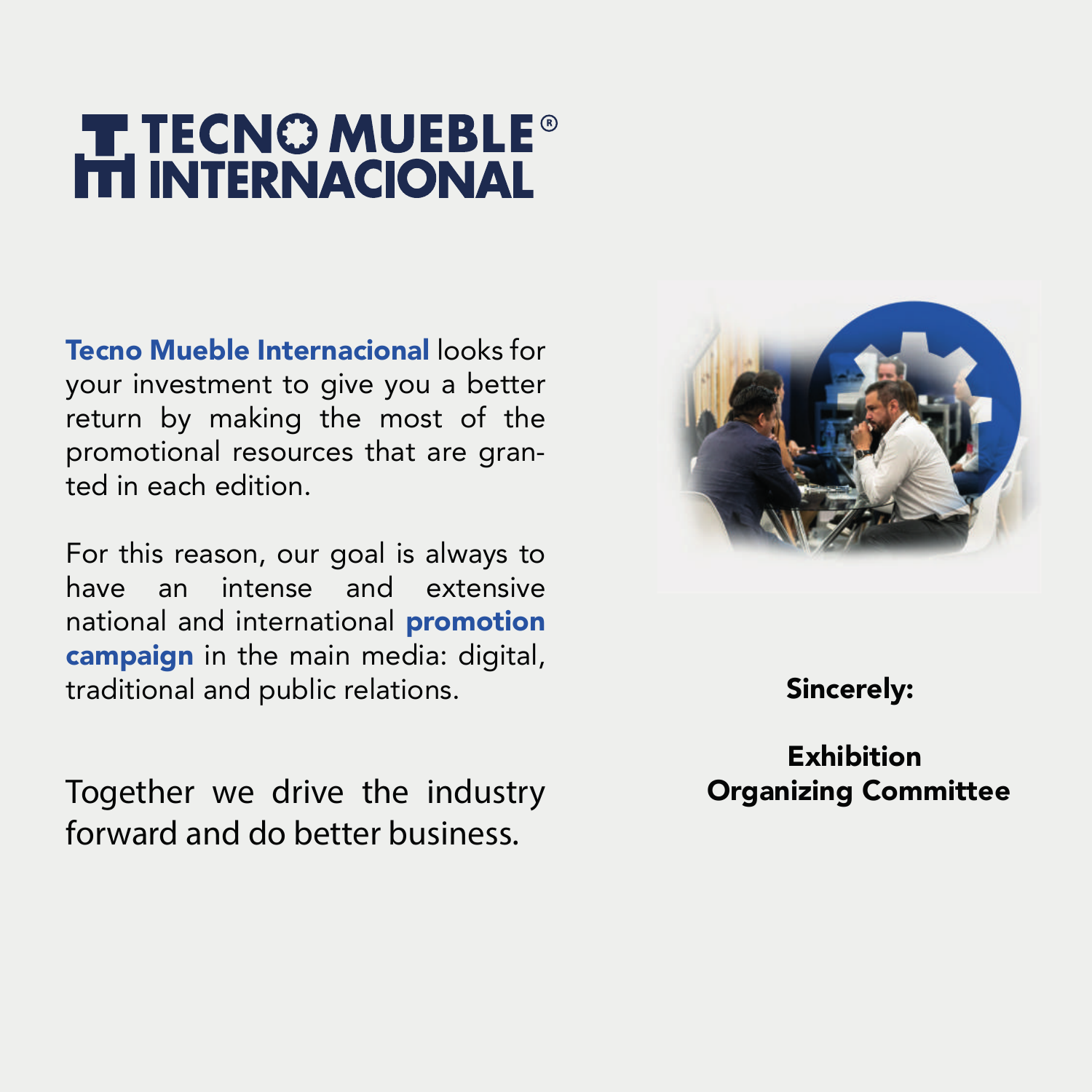# TECNO MUEBLE INTERNACIONAL®

**Tecno Mueble Internacional** looks for your investment to give you a better return by making the most of the promotional resources that are granted in each edition.

For this reason, our goal is always to have an intense and extensive national and international **promotion campaign** in the main media: digital, traditional and public relations.

Together we drive the industry forward and do better business.

**Sincerely:**

**Exhibition Organizing Committee**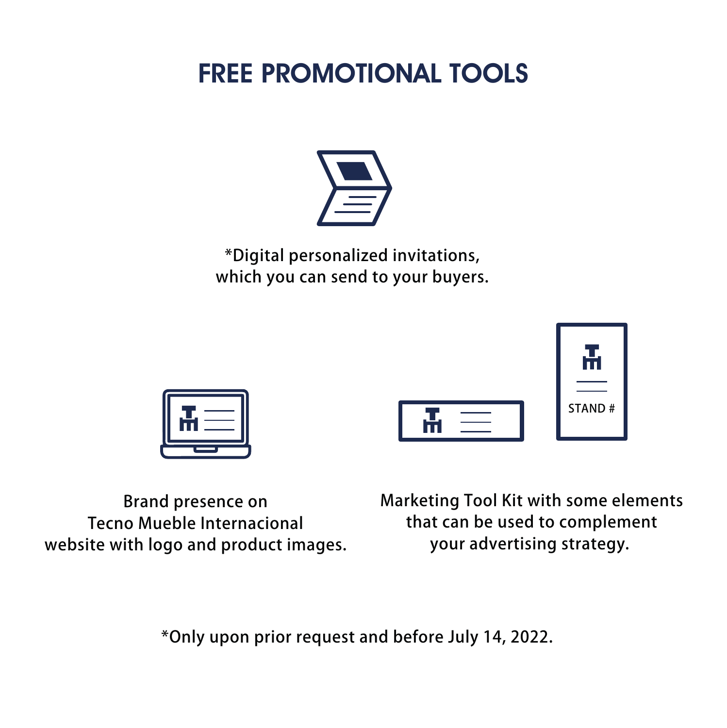# FREE PROMOTIONAL TOOLS

*Digital personalized invitations, which you can send to your buyers.

STAND #

Brand presence on Tecno Mueble Internacional website with logo and product images.

Marketing Tool Kit with some elements that can be used to complement your advertising strategy.

*Only upon prior request and before July 14, 2022.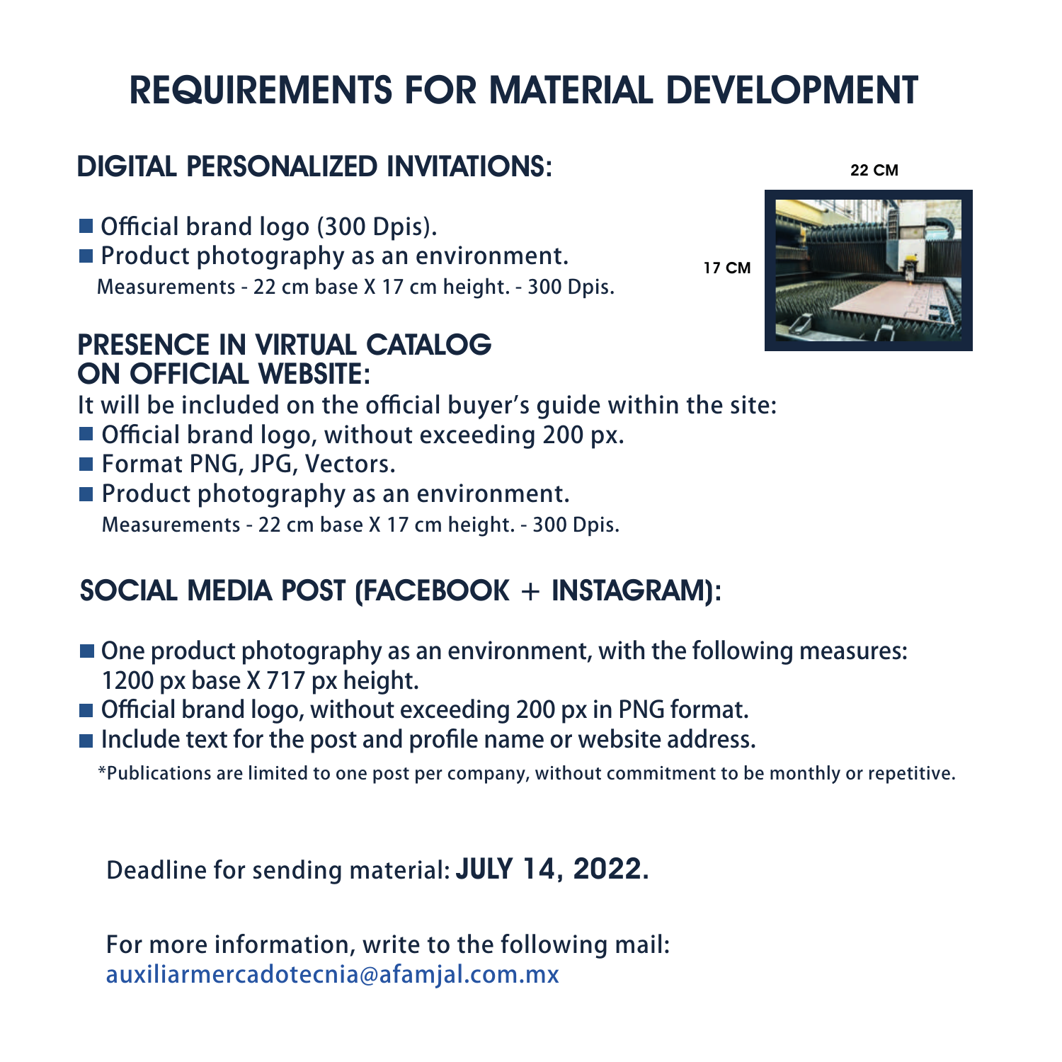# REQUIREMENTS FOR MATERIAL DEVELOPMENT

## DIGITAL PERSONALIZED INVITATIONS:

- Official brand logo (300 Dpis).
- Product photography as an environment.
  Measurements - 22 cm base X 17 cm height. - 300 Dpis.

22 CM

17 CM

## PRESENCE IN VIRTUAL CATALOG ON OFFICIAL WEBSITE:

It will be included on the official buyer's guide within the site:

- Official brand logo, without exceeding 200 px.
- Format PNG, JPG, Vectors.
- Product photography as an environment.
  Measurements - 22 cm base X 17 cm height. - 300 Dpis.

## SOCIAL MEDIA POST (FACEBOOK + INSTAGRAM):

- One product photography as an environment, with the following measures: 1200 px base X 717 px height.
- Official brand logo, without exceeding 200 px in PNG format.
- Include text for the post and profile name or website address.

*Publications are limited to one post per company, without commitment to be monthly or repetitive.

Deadline for sending material: **JULY 14, 2022.**

For more information, write to the following mail:
auxiliarmercadotecnia@afamjal.com.mx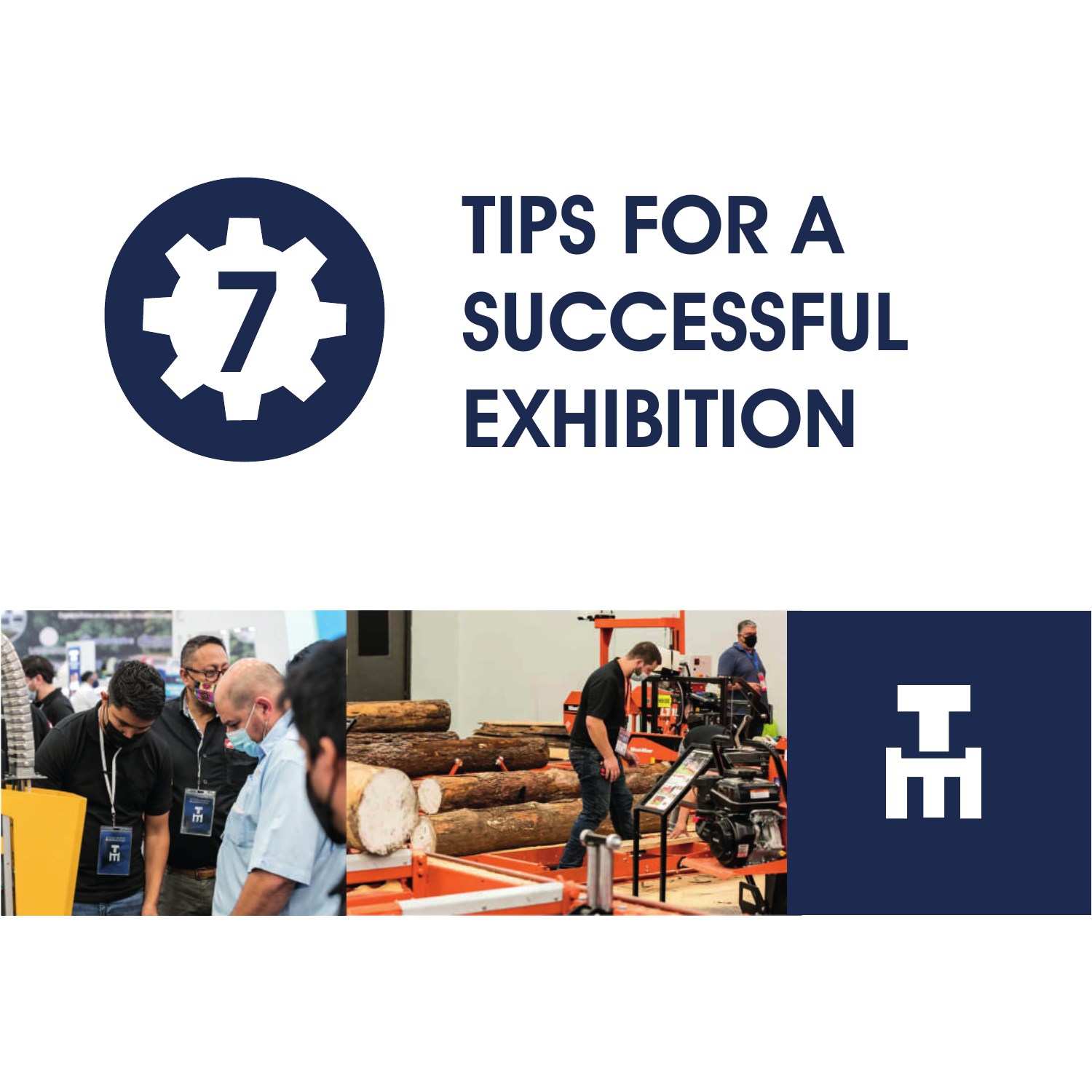# 7 TIPS FOR A SUCCESSFUL EXHIBITION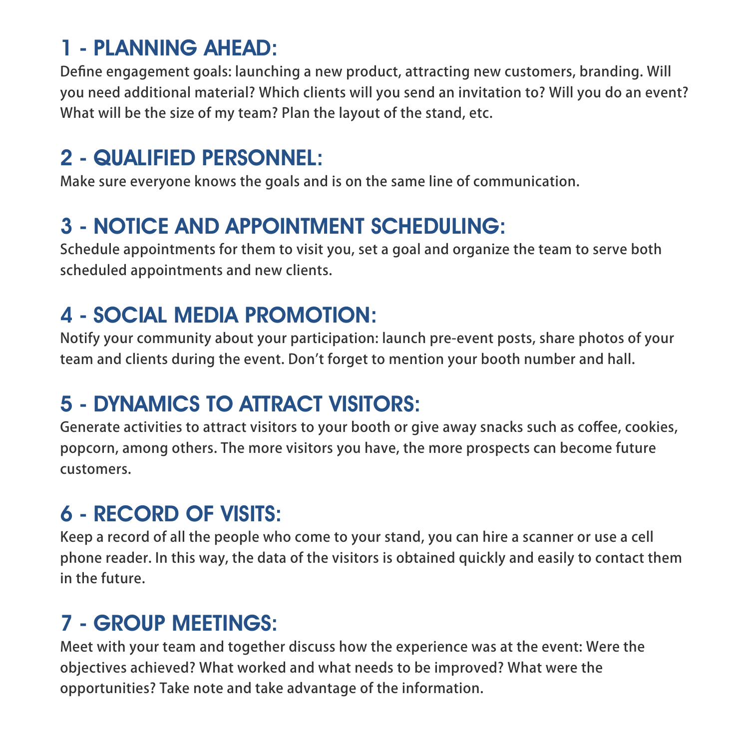## 1 - PLANNING AHEAD:

Define engagement goals: launching a new product, attracting new customers, branding. Will you need additional material? Which clients will you send an invitation to? Will you do an event? What will be the size of my team? Plan the layout of the stand, etc.

## 2 - QUALIFIED PERSONNEL:

Make sure everyone knows the goals and is on the same line of communication.

## 3 - NOTICE AND APPOINTMENT SCHEDULING:

Schedule appointments for them to visit you, set a goal and organize the team to serve both scheduled appointments and new clients.

## 4 - SOCIAL MEDIA PROMOTION:

Notify your community about your participation: launch pre-event posts, share photos of your team and clients during the event. Don't forget to mention your booth number and hall.

## 5 - DYNAMICS TO ATTRACT VISITORS:

Generate activities to attract visitors to your booth or give away snacks such as coffee, cookies, popcorn, among others. The more visitors you have, the more prospects can become future customers.

## 6 - RECORD OF VISITS:

Keep a record of all the people who come to your stand, you can hire a scanner or use a cell phone reader. In this way, the data of the visitors is obtained quickly and easily to contact them in the future.

## 7 - GROUP MEETINGS:

Meet with your team and together discuss how the experience was at the event: Were the objectives achieved? What worked and what needs to be improved? What were the opportunities? Take note and take advantage of the information.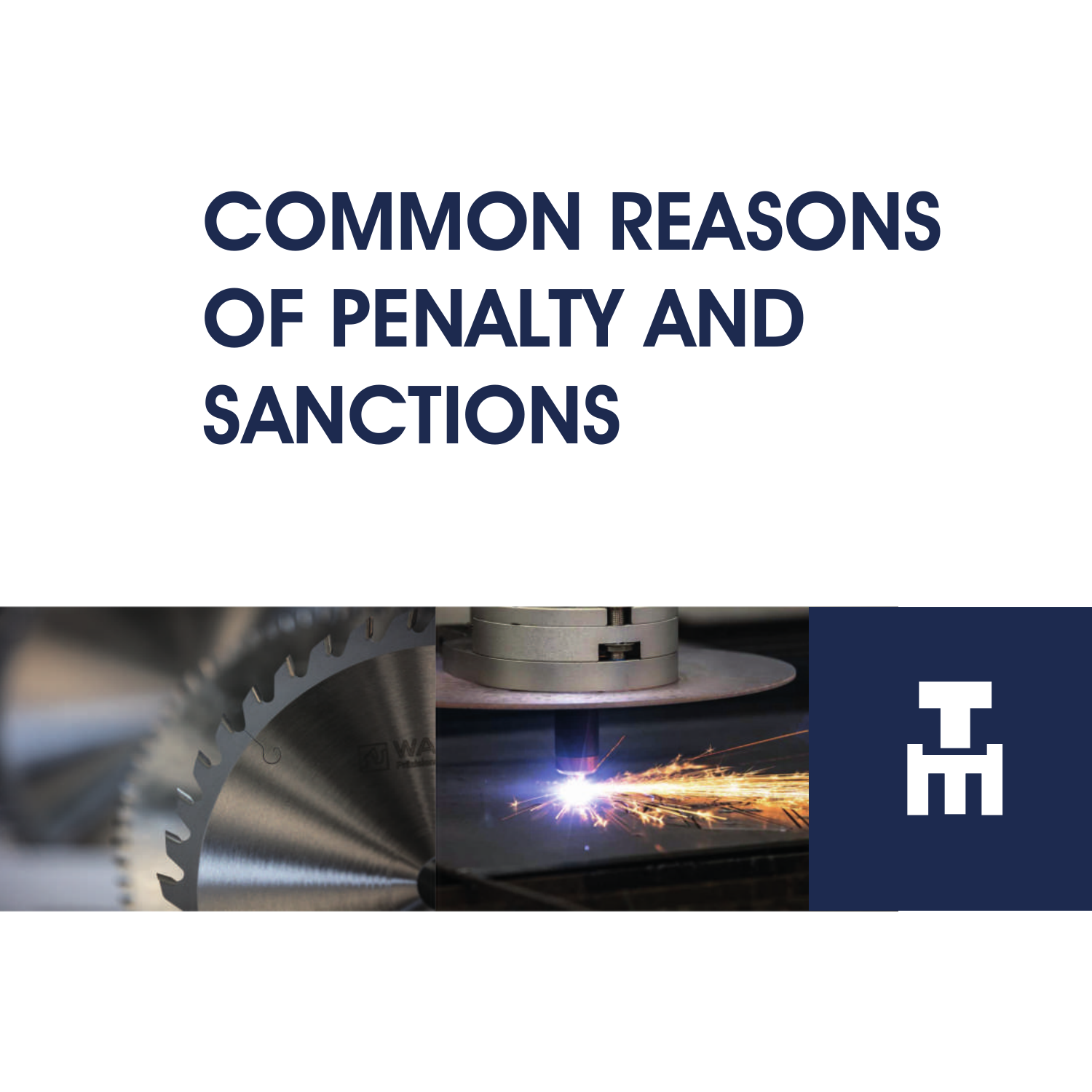# COMMON REASONS OF PENALTY AND SANCTIONS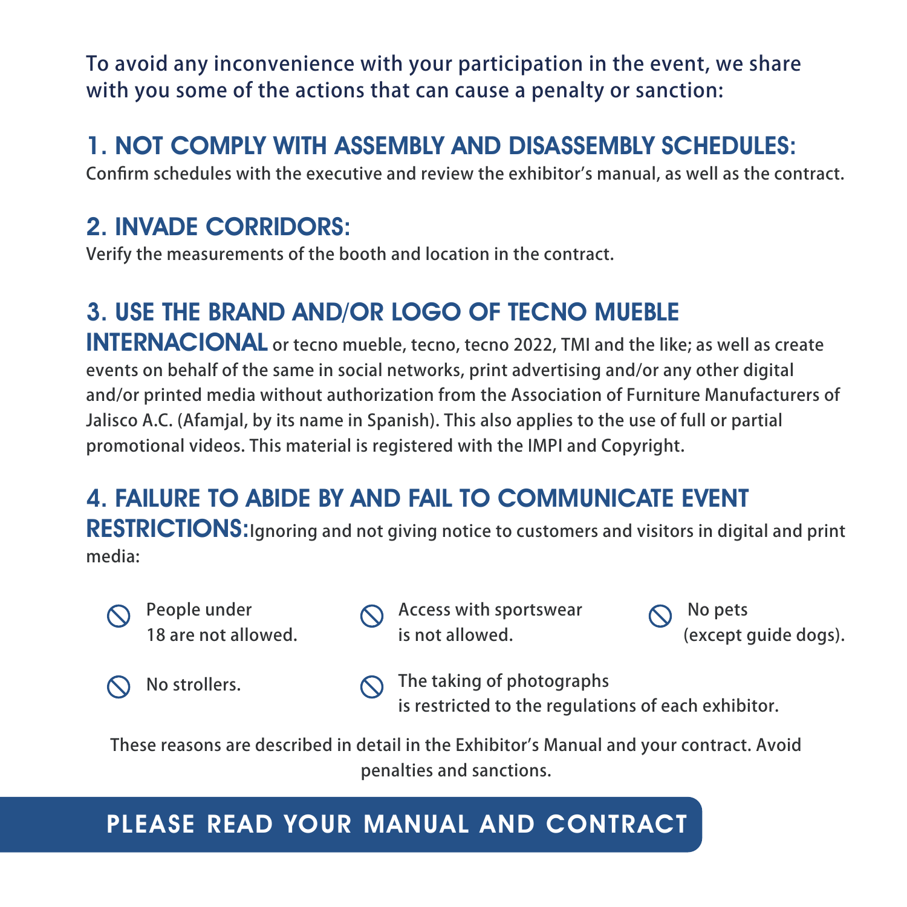To avoid any inconvenience with your participation in the event, we share with you some of the actions that can cause a penalty or sanction:

## 1. NOT COMPLY WITH ASSEMBLY AND DISASSEMBLY SCHEDULES:

Confirm schedules with the executive and review the exhibitor's manual, as well as the contract.

## 2. INVADE CORRIDORS:

Verify the measurements of the booth and location in the contract.

## 3. USE THE BRAND AND/OR LOGO OF TECNO MUEBLE INTERNACIONAL

or tecno mueble, tecno, tecno 2022, TMI and the like; as well as create events on behalf of the same in social networks, print advertising and/or any other digital and/or printed media without authorization from the Association of Furniture Manufacturers of Jalisco A.C. (Afamjal, by its name in Spanish). This also applies to the use of full or partial promotional videos. This material is registered with the IMPI and Copyright.

## 4. FAILURE TO ABIDE BY AND FAIL TO COMMUNICATE EVENT RESTRICTIONS:

Ignoring and not giving notice to customers and visitors in digital and print media:

- People under 18 are not allowed.
- Access with sportswear is not allowed.
- No pets (except guide dogs).
- No strollers.
- The taking of photographs is restricted to the regulations of each exhibitor.

These reasons are described in detail in the Exhibitor's Manual and your contract. Avoid penalties and sanctions.

**PLEASE READ YOUR MANUAL AND CONTRACT**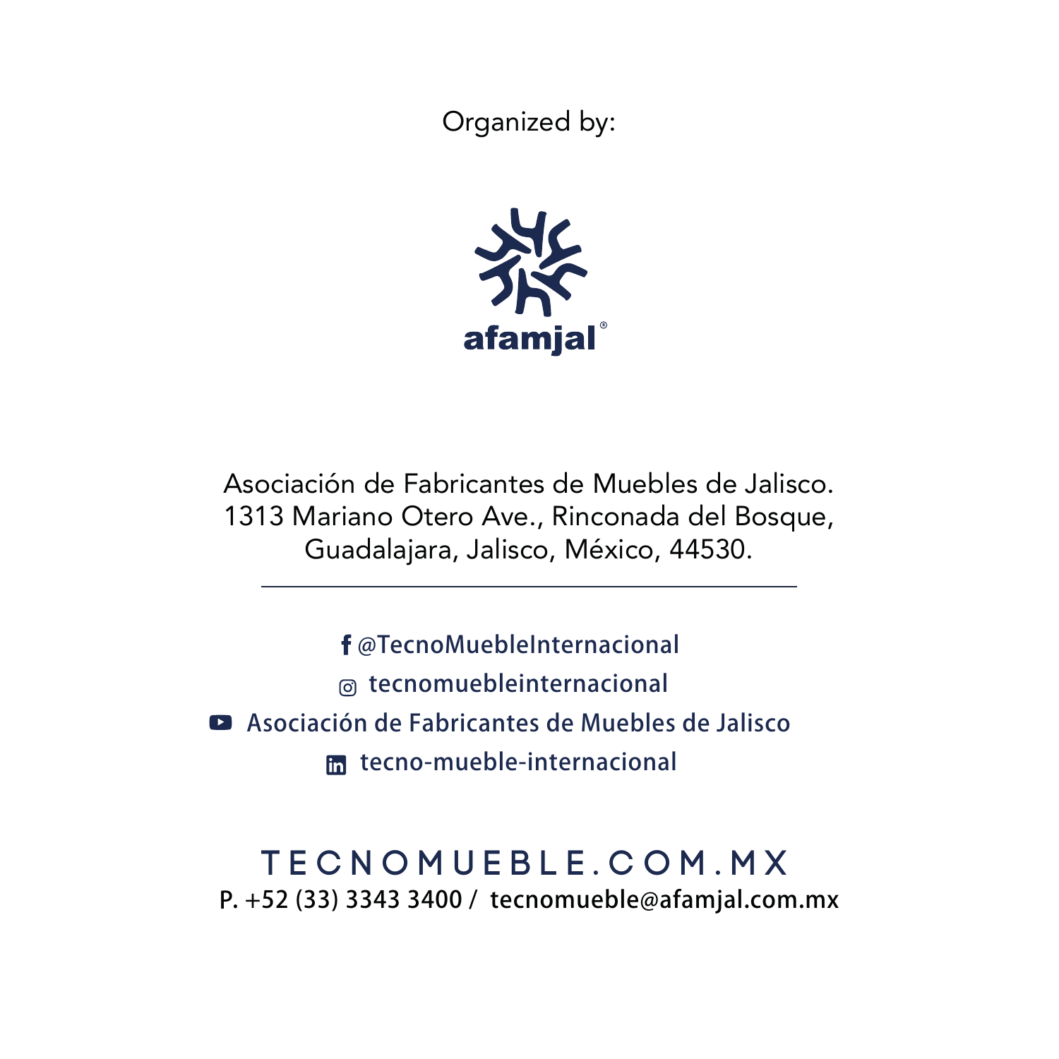Organized by:

afamjal®

Asociación de Fabricantes de Muebles de Jalisco.
1313 Mariano Otero Ave., Rinconada del Bosque,
Guadalajara, Jalisco, México, 44530.

---

@TecnoMuebleInternacional

tecnomuebleinternacional

Asociación de Fabricantes de Muebles de Jalisco

tecno-mueble-internacional

TECNOMUEBLE.COM.MX

P. +52 (33) 3343 3400 / tecnomueble@afamjal.com.mx